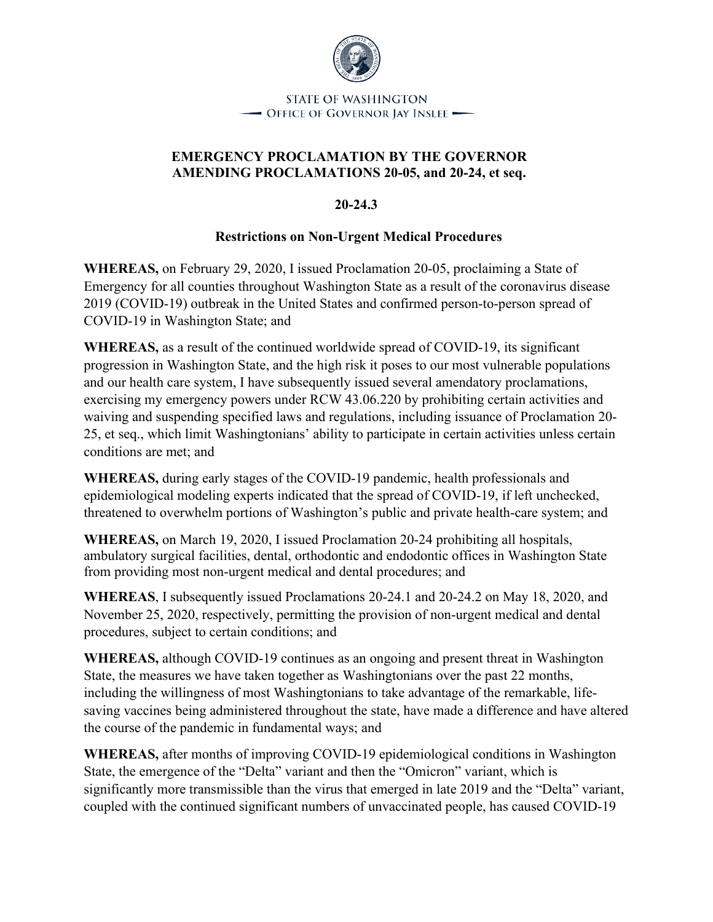STATE OF WASHINGTON
OFFICE OF GOVERNOR JAY INSLEE

**EMERGENCY PROCLAMATION BY THE GOVERNOR AMENDING PROCLAMATIONS 20-05, and 20-24, et seq.**

**20-24.3**

**Restrictions on Non-Urgent Medical Procedures**

**WHEREAS,** on February 29, 2020, I issued Proclamation 20-05, proclaiming a State of Emergency for all counties throughout Washington State as a result of the coronavirus disease 2019 (COVID-19) outbreak in the United States and confirmed person-to-person spread of COVID-19 in Washington State; and

**WHEREAS,** as a result of the continued worldwide spread of COVID-19, its significant progression in Washington State, and the high risk it poses to our most vulnerable populations and our health care system, I have subsequently issued several amendatory proclamations, exercising my emergency powers under RCW 43.06.220 by prohibiting certain activities and waiving and suspending specified laws and regulations, including issuance of Proclamation 20-25, et seq., which limit Washingtonians' ability to participate in certain activities unless certain conditions are met; and

**WHEREAS,** during early stages of the COVID-19 pandemic, health professionals and epidemiological modeling experts indicated that the spread of COVID-19, if left unchecked, threatened to overwhelm portions of Washington's public and private health-care system; and

**WHEREAS,** on March 19, 2020, I issued Proclamation 20-24 prohibiting all hospitals, ambulatory surgical facilities, dental, orthodontic and endodontic offices in Washington State from providing most non-urgent medical and dental procedures; and

**WHEREAS**, I subsequently issued Proclamations 20-24.1 and 20-24.2 on May 18, 2020, and November 25, 2020, respectively, permitting the provision of non-urgent medical and dental procedures, subject to certain conditions; and

**WHEREAS,** although COVID-19 continues as an ongoing and present threat in Washington State, the measures we have taken together as Washingtonians over the past 22 months, including the willingness of most Washingtonians to take advantage of the remarkable, life-saving vaccines being administered throughout the state, have made a difference and have altered the course of the pandemic in fundamental ways; and

**WHEREAS,** after months of improving COVID-19 epidemiological conditions in Washington State, the emergence of the "Delta" variant and then the "Omicron" variant, which is significantly more transmissible than the virus that emerged in late 2019 and the "Delta" variant, coupled with the continued significant numbers of unvaccinated people, has caused COVID-19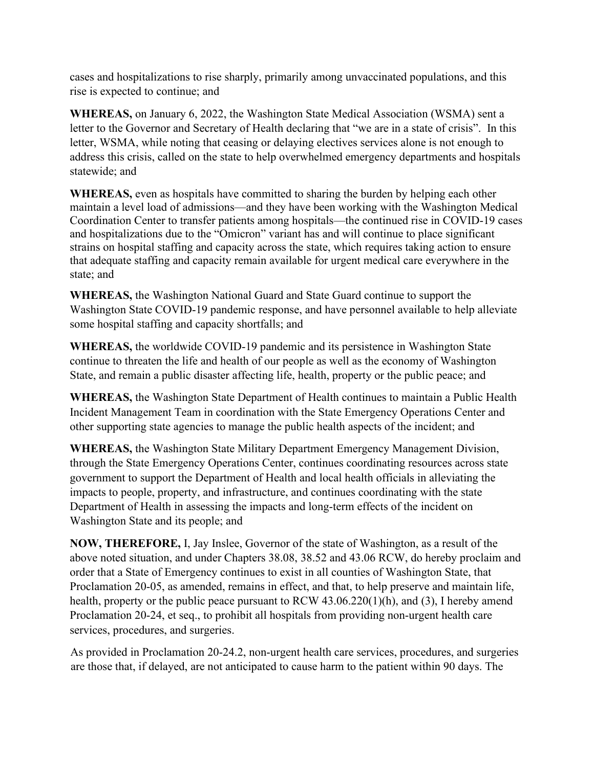cases and hospitalizations to rise sharply, primarily among unvaccinated populations, and this rise is expected to continue; and

**WHEREAS,** on January 6, 2022, the Washington State Medical Association (WSMA) sent a letter to the Governor and Secretary of Health declaring that "we are in a state of crisis". In this letter, WSMA, while noting that ceasing or delaying electives services alone is not enough to address this crisis, called on the state to help overwhelmed emergency departments and hospitals statewide; and

**WHEREAS,** even as hospitals have committed to sharing the burden by helping each other maintain a level load of admissions—and they have been working with the Washington Medical Coordination Center to transfer patients among hospitals—the continued rise in COVID-19 cases and hospitalizations due to the "Omicron" variant has and will continue to place significant strains on hospital staffing and capacity across the state, which requires taking action to ensure that adequate staffing and capacity remain available for urgent medical care everywhere in the state; and

**WHEREAS,** the Washington National Guard and State Guard continue to support the Washington State COVID-19 pandemic response, and have personnel available to help alleviate some hospital staffing and capacity shortfalls; and

**WHEREAS,** the worldwide COVID-19 pandemic and its persistence in Washington State continue to threaten the life and health of our people as well as the economy of Washington State, and remain a public disaster affecting life, health, property or the public peace; and

**WHEREAS,** the Washington State Department of Health continues to maintain a Public Health Incident Management Team in coordination with the State Emergency Operations Center and other supporting state agencies to manage the public health aspects of the incident; and

**WHEREAS,** the Washington State Military Department Emergency Management Division, through the State Emergency Operations Center, continues coordinating resources across state government to support the Department of Health and local health officials in alleviating the impacts to people, property, and infrastructure, and continues coordinating with the state Department of Health in assessing the impacts and long-term effects of the incident on Washington State and its people; and

**NOW, THEREFORE,** I, Jay Inslee, Governor of the state of Washington, as a result of the above noted situation, and under Chapters 38.08, 38.52 and 43.06 RCW, do hereby proclaim and order that a State of Emergency continues to exist in all counties of Washington State, that Proclamation 20-05, as amended, remains in effect, and that, to help preserve and maintain life, health, property or the public peace pursuant to RCW 43.06.220(1)(h), and (3), I hereby amend Proclamation 20-24, et seq., to prohibit all hospitals from providing non-urgent health care services, procedures, and surgeries.

As provided in Proclamation 20-24.2, non-urgent health care services, procedures, and surgeries are those that, if delayed, are not anticipated to cause harm to the patient within 90 days. The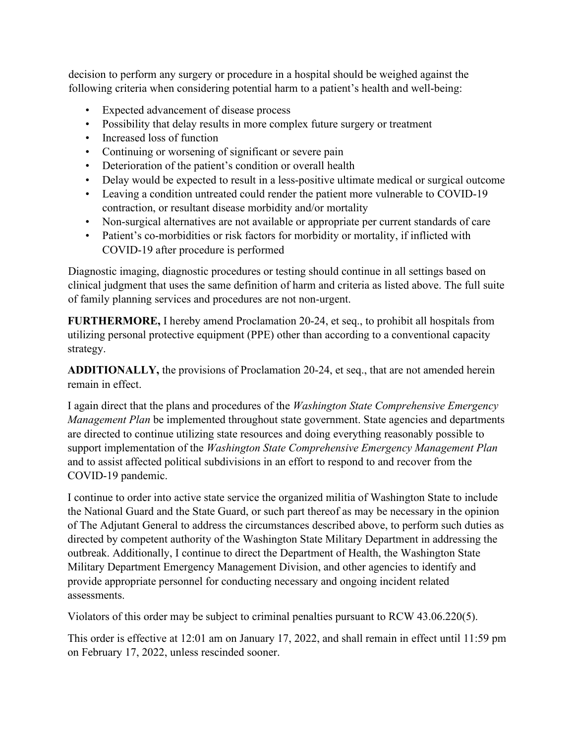decision to perform any surgery or procedure in a hospital should be weighed against the following criteria when considering potential harm to a patient's health and well-being:

- Expected advancement of disease process
- Possibility that delay results in more complex future surgery or treatment
- Increased loss of function
- Continuing or worsening of significant or severe pain
- Deterioration of the patient's condition or overall health
- Delay would be expected to result in a less-positive ultimate medical or surgical outcome
- Leaving a condition untreated could render the patient more vulnerable to COVID-19 contraction, or resultant disease morbidity and/or mortality
- Non-surgical alternatives are not available or appropriate per current standards of care
- Patient's co-morbidities or risk factors for morbidity or mortality, if inflicted with COVID-19 after procedure is performed

Diagnostic imaging, diagnostic procedures or testing should continue in all settings based on clinical judgment that uses the same definition of harm and criteria as listed above. The full suite of family planning services and procedures are not non-urgent.

**FURTHERMORE,** I hereby amend Proclamation 20-24, et seq., to prohibit all hospitals from utilizing personal protective equipment (PPE) other than according to a conventional capacity strategy.

**ADDITIONALLY,** the provisions of Proclamation 20-24, et seq., that are not amended herein remain in effect.

I again direct that the plans and procedures of the *Washington State Comprehensive Emergency Management Plan* be implemented throughout state government. State agencies and departments are directed to continue utilizing state resources and doing everything reasonably possible to support implementation of the *Washington State Comprehensive Emergency Management Plan* and to assist affected political subdivisions in an effort to respond to and recover from the COVID-19 pandemic.

I continue to order into active state service the organized militia of Washington State to include the National Guard and the State Guard, or such part thereof as may be necessary in the opinion of The Adjutant General to address the circumstances described above, to perform such duties as directed by competent authority of the Washington State Military Department in addressing the outbreak. Additionally, I continue to direct the Department of Health, the Washington State Military Department Emergency Management Division, and other agencies to identify and provide appropriate personnel for conducting necessary and ongoing incident related assessments.

Violators of this order may be subject to criminal penalties pursuant to RCW 43.06.220(5).

This order is effective at 12:01 am on January 17, 2022, and shall remain in effect until 11:59 pm on February 17, 2022, unless rescinded sooner.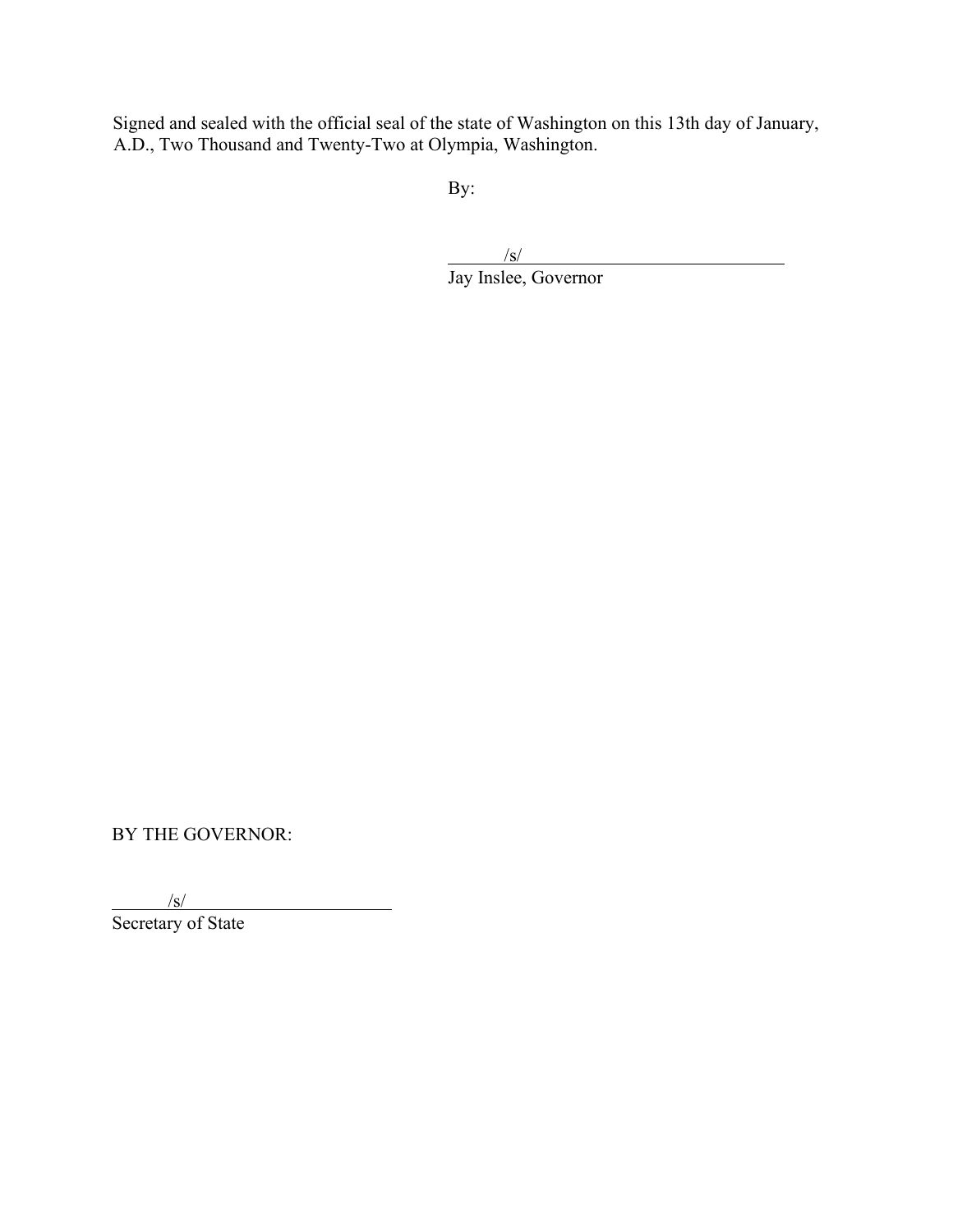Signed and sealed with the official seal of the state of Washington on this 13th day of January, A.D., Two Thousand and Twenty-Two at Olympia, Washington.

By:

/s/

Jay Inslee, Governor

BY THE GOVERNOR:

/s/

Secretary of State